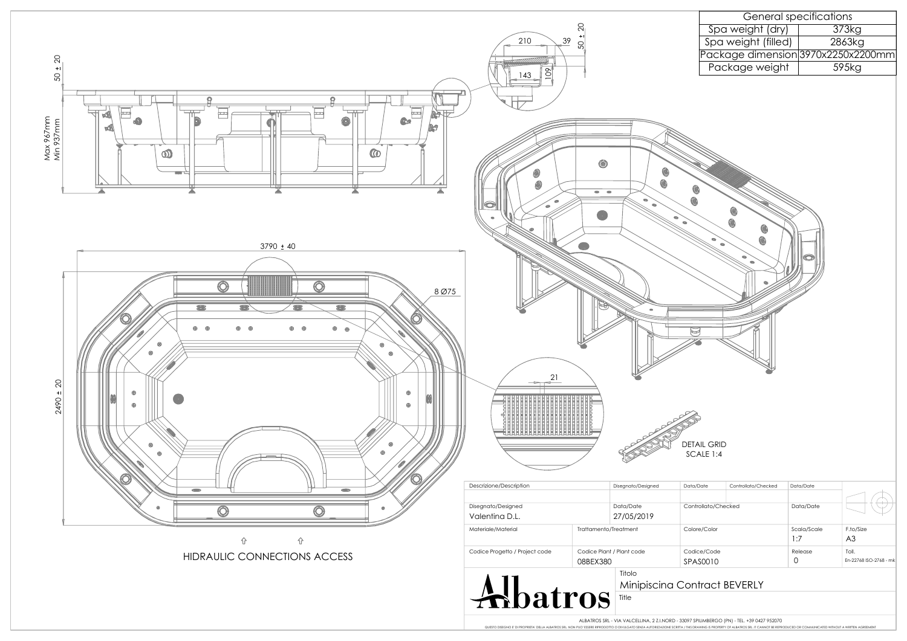| General specifications | |
|---|---|
| Spa weight (dry) | 373kg |
| Spa weight (filled) | 2863kg |
| Package dimension | 3970x2250x2200mm |
| Package weight | 595kg |

50 ± 20

Max 967mm
Min 937mm

210 39 50 ± 20

143 109

3790 ± 40

8 Ø75

2490 ± 20

21

DETAIL GRID
SCALE 1:4

HIDRAULIC CONNECTIONS ACCESS

| Descrizione/Description | Disegnato/Designed | Data/Date | Controllato/Checked | Data/Date |
|---|---|---|---|---|
| | | | | |

| Disegnato/Designed | | Data/Date | Controllato/Checked | Data/Date | |
|---|---|---|---|---|---|
| Valentina D.L. | | 27/05/2019 | | | |
| Materiale/Material | Trattamento/Treatment | | Colore/Color | Scala/Scale 1:7 | F.to/Size A3 |
| Codice Progetto / Project code | Codice Plant / Plant code 08BEX380 | | Codice/Code SPAS0010 | Release 0 | Toll. En-22768 ISO-2768 - mk |

Albatros

Titolo
Minipiscina Contract BEVERLY
Title

ALBATROS SRL - VIA VALCELLINA, 2 Z.I.NORD - 33097 SPILIMBERGO (PN) - TEL. +39 0427 952070

QUESTO DISEGNO E' DI PROPRIETA' DELLA ALBATROS SRL. NON PUO' ESSERE RIPRODOTTO O DIVULGATO SENZA AUTORIZZAZIONE SCRITTA / THIS DRAWING IS PROPERTY OF ALBATROS SRL. IT CANNOT BE REPRODUCED OR COMMUNICATED WITHOUT A WRITTEN AGREEMENT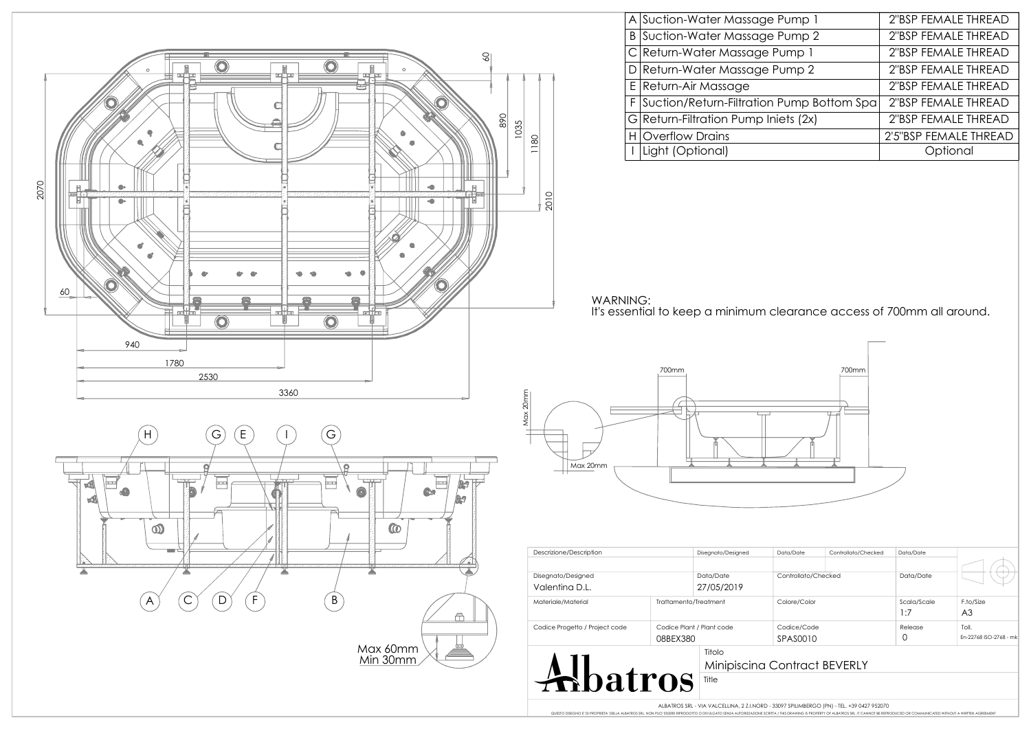| | | |
|---|---|---|
| A | Suction-Water Massage Pump 1 | 2"BSP FEMALE THREAD |
| B | Suction-Water Massage Pump 2 | 2"BSP FEMALE THREAD |
| C | Return-Water Massage Pump 1 | 2"BSP FEMALE THREAD |
| D | Return-Water Massage Pump 2 | 2"BSP FEMALE THREAD |
| E | Return-Air Massage | 2"BSP FEMALE THREAD |
| F | Suction/Return-Filtration Pump Bottom Spa | 2"BSP FEMALE THREAD |
| G | Return-Filtration Pump Iniets (2x) | 2"BSP FEMALE THREAD |
| H | Overflow Drains | 2'5"BSP FEMALE THREAD |
| I | Light (Optional) | Optional |

60
890
1035
1180
2070
2010
60
940
1780
2530
3360

H G E I G

A C D F B

Max 60mm
Min 30mm

WARNING:
It's essential to keep a minimum clearance access of 700mm all around.

700mm
700mm
Max 20mm
Max 20mm

| | | | | | | |
|---|---|---|---|---|---|---|
| Descrizione/Description | | Disegnato/Designed | Data/Date | Controllato/Checked | Data/Date | |
| Disegnato/Designed Valentina D.L. | | Data/Date 27/05/2019 | Controllato/Checked | | Data/Date | |
| Materiale/Material | Trattamento/Treatment | | Colore/Color | | Scala/Scale 1:7 | F.to/Size A3 |
| Codice Progetto / Project code | Codice Plant / Plant code 08BEX380 | | Codice/Code SPAS0010 | | Release 0 | Toll. En-22768 ISO-2768 - mk |

Albatros

Titolo
Minipiscina Contract BEVERLY
Title

ALBATROS SRL - VIA VALCELLINA, 2 Z.I.NORD - 33097 SPILIMBERGO (PN) - TEL. +39 0427 952070

QUESTO DISEGNO E' DI PROPRIETA' DELLA ALBATROS SRL. NON PUO' ESSERE RIPRODOTTO O DIVULGATO SENZA AUTORIZZAZIONE SCRITTA / THIS DRAWING IS PROPERTY OF ALBATROS SRL. IT CANNOT BE REPRODUCED OR COMMUNICATED WITHOUT A WRITTEN AGREEMENT